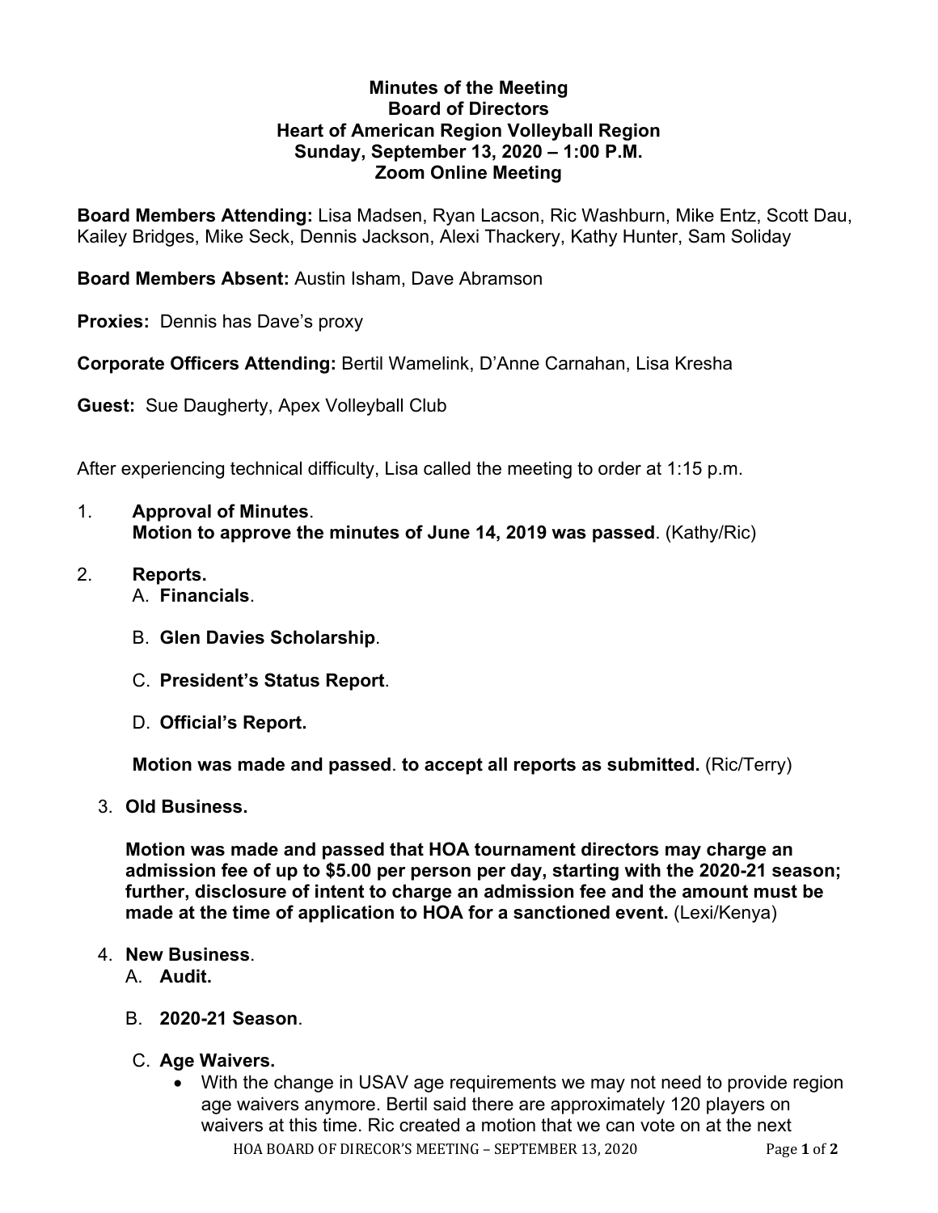**Minutes of the Meeting**
**Board of Directors**
**Heart of American Region Volleyball Region**
**Sunday, September 13, 2020 – 1:00 P.M.**
**Zoom Online Meeting**

**Board Members Attending:** Lisa Madsen, Ryan Lacson, Ric Washburn, Mike Entz, Scott Dau, Kailey Bridges, Mike Seck, Dennis Jackson, Alexi Thackery, Kathy Hunter, Sam Soliday

**Board Members Absent:** Austin Isham, Dave Abramson

**Proxies:** Dennis has Dave's proxy

**Corporate Officers Attending:** Bertil Wamelink, D'Anne Carnahan, Lisa Kresha

**Guest:** Sue Daugherty, Apex Volleyball Club

After experiencing technical difficulty, Lisa called the meeting to order at 1:15 p.m.

1. **Approval of Minutes**.
   **Motion to approve the minutes of June 14, 2019 was passed**. (Kathy/Ric)

2. **Reports.**
   A. **Financials**.

   B. **Glen Davies Scholarship**.

   C. **President's Status Report**.

   D. **Official's Report.**

   **Motion was made and passed**. **to accept all reports as submitted.** (Ric/Terry)

3. **Old Business.**

   **Motion was made and passed that HOA tournament directors may charge an admission fee of up to $5.00 per person per day, starting with the 2020-21 season; further, disclosure of intent to charge an admission fee and the amount must be made at the time of application to HOA for a sanctioned event.** (Lexi/Kenya)

4. **New Business**.
   A. **Audit.**

   B. **2020-21 Season**.

   C. **Age Waivers.**
   - With the change in USAV age requirements we may not need to provide region age waivers anymore. Bertil said there are approximately 120 players on waivers at this time. Ric created a motion that we can vote on at the next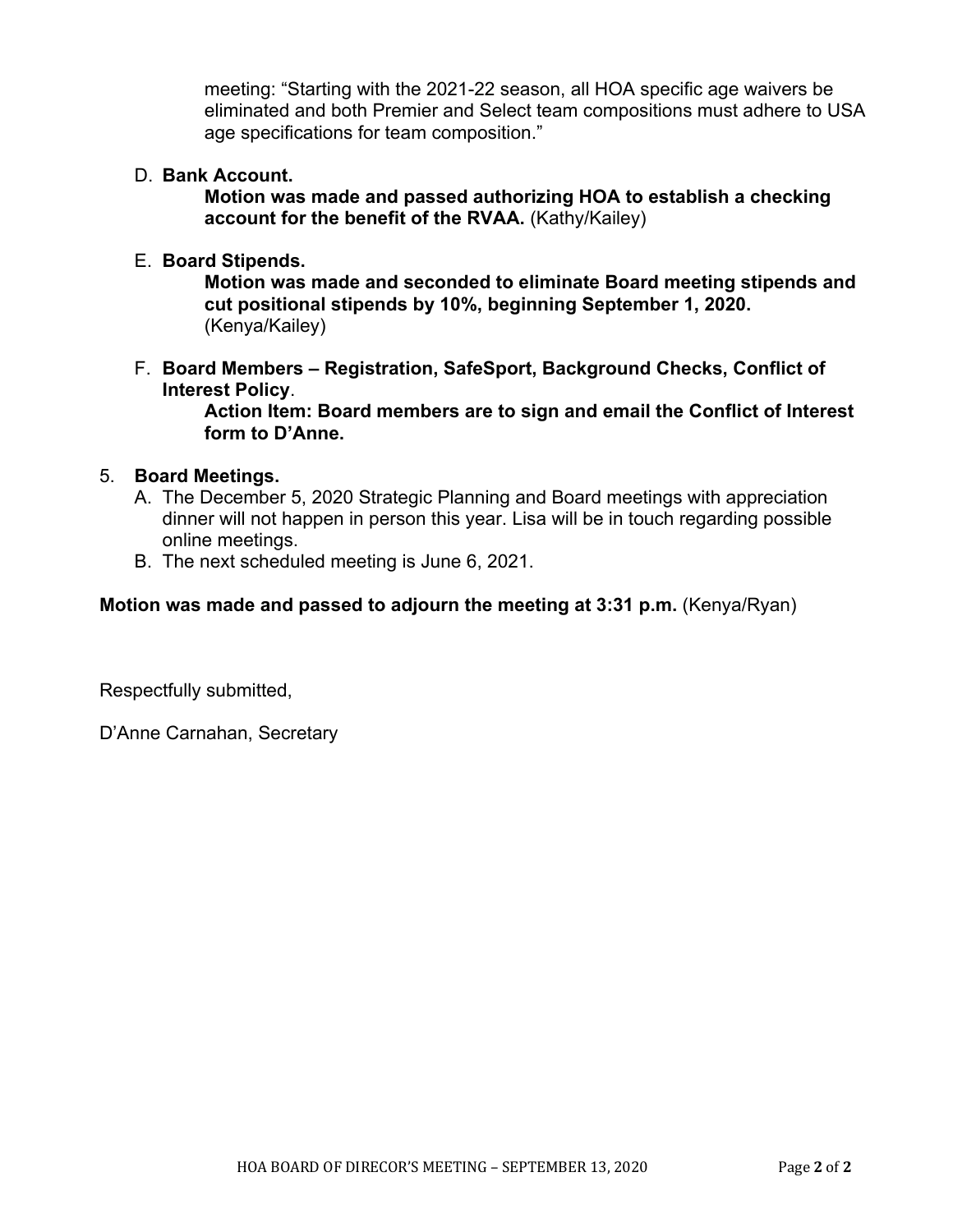meeting: "Starting with the 2021-22 season, all HOA specific age waivers be eliminated and both Premier and Select team compositions must adhere to USA age specifications for team composition."

D. **Bank Account.**

**Motion was made and passed authorizing HOA to establish a checking account for the benefit of the RVAA.** (Kathy/Kailey)

E. **Board Stipends.**

**Motion was made and seconded to eliminate Board meeting stipends and cut positional stipends by 10%, beginning September 1, 2020.** (Kenya/Kailey)

F. **Board Members – Registration, SafeSport, Background Checks, Conflict of Interest Policy**.

**Action Item: Board members are to sign and email the Conflict of Interest form to D'Anne.**

5. **Board Meetings.**
   A. The December 5, 2020 Strategic Planning and Board meetings with appreciation dinner will not happen in person this year. Lisa will be in touch regarding possible online meetings.
   B. The next scheduled meeting is June 6, 2021.

**Motion was made and passed to adjourn the meeting at 3:31 p.m.** (Kenya/Ryan)

Respectfully submitted,

D'Anne Carnahan, Secretary